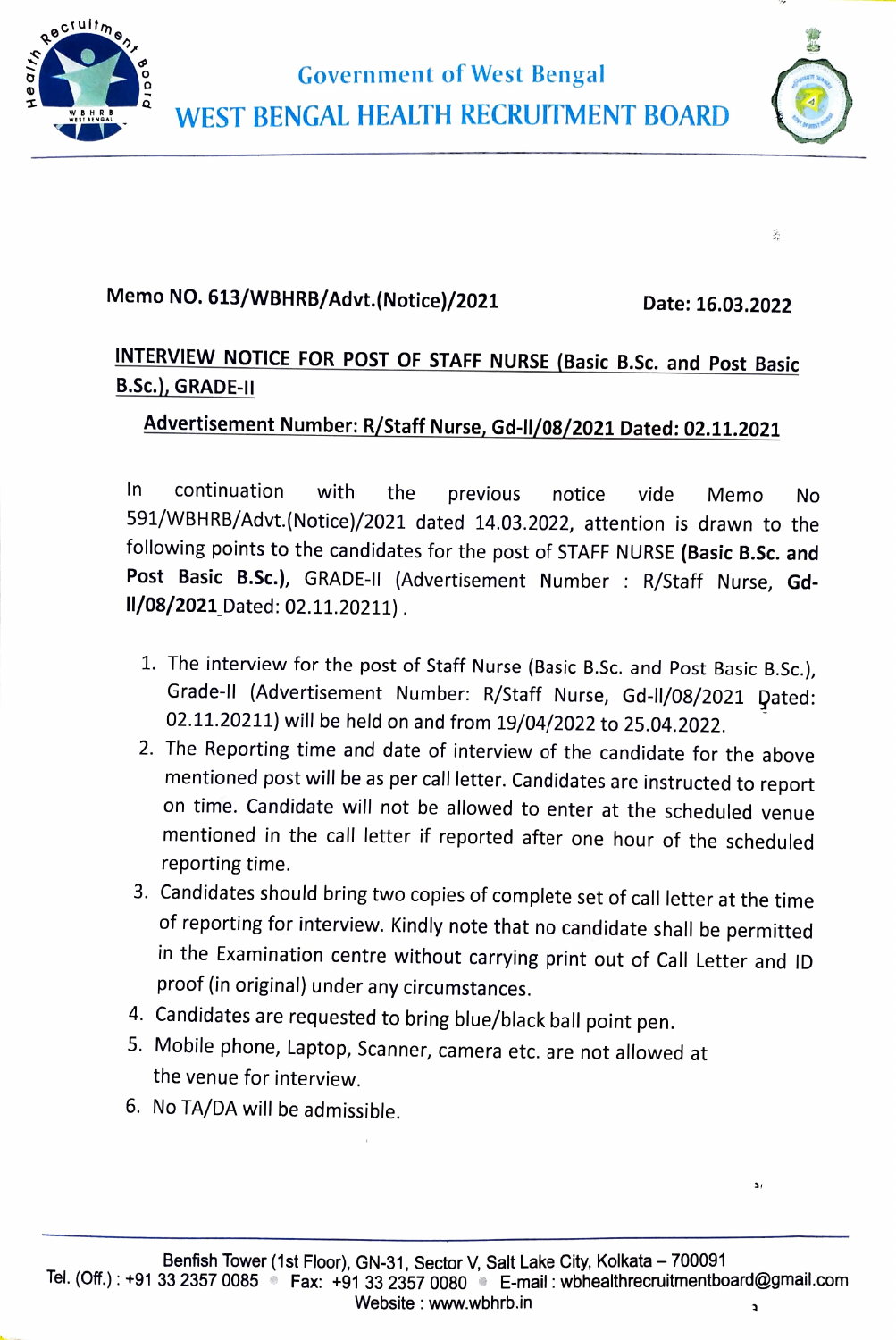# Government of West Bengal

# WEST BENGAL HEALTH RECRUITMENT BOARD

**Memo NO. 613/WBHRB/Advt.(Notice)/2021** **Date: 16.03.2022**

## INTERVIEW NOTICE FOR POST OF STAFF NURSE (Basic B.Sc. and Post Basic B.Sc.), GRADE-II

### Advertisement Number: R/Staff Nurse, Gd-II/08/2021 Dated: 02.11.2021

In continuation with the previous notice vide Memo No 591/WBHRB/Advt.(Notice)/2021 dated 14.03.2022, attention is drawn to the following points to the candidates for the post of STAFF NURSE **(Basic B.Sc. and Post Basic B.Sc.)**, GRADE-II (Advertisement Number : R/Staff Nurse, **Gd-II/08/2021** Dated: 02.11.20211) .

1. The interview for the post of Staff Nurse (Basic B.Sc. and Post Basic B.Sc.), Grade-II (Advertisement Number: R/Staff Nurse, Gd-II/08/2021 Dated: 02.11.20211) will be held on and from 19/04/2022 to 25.04.2022.
2. The Reporting time and date of interview of the candidate for the above mentioned post will be as per call letter. Candidates are instructed to report on time. Candidate will not be allowed to enter at the scheduled venue mentioned in the call letter if reported after one hour of the scheduled reporting time.
3. Candidates should bring two copies of complete set of call letter at the time of reporting for interview. Kindly note that no candidate shall be permitted in the Examination centre without carrying print out of Call Letter and ID proof (in original) under any circumstances.
4. Candidates are requested to bring blue/black ball point pen.
5. Mobile phone, Laptop, Scanner, camera etc. are not allowed at the venue for interview.
6. No TA/DA will be admissible.

Benfish Tower (1st Floor), GN-31, Sector V, Salt Lake City, Kolkata – 700091
Tel. (Off.) : +91 33 2357 0085 Fax: +91 33 2357 0080 E-mail : wbhealthrecruitmentboard@gmail.com
Website : www.wbhrb.in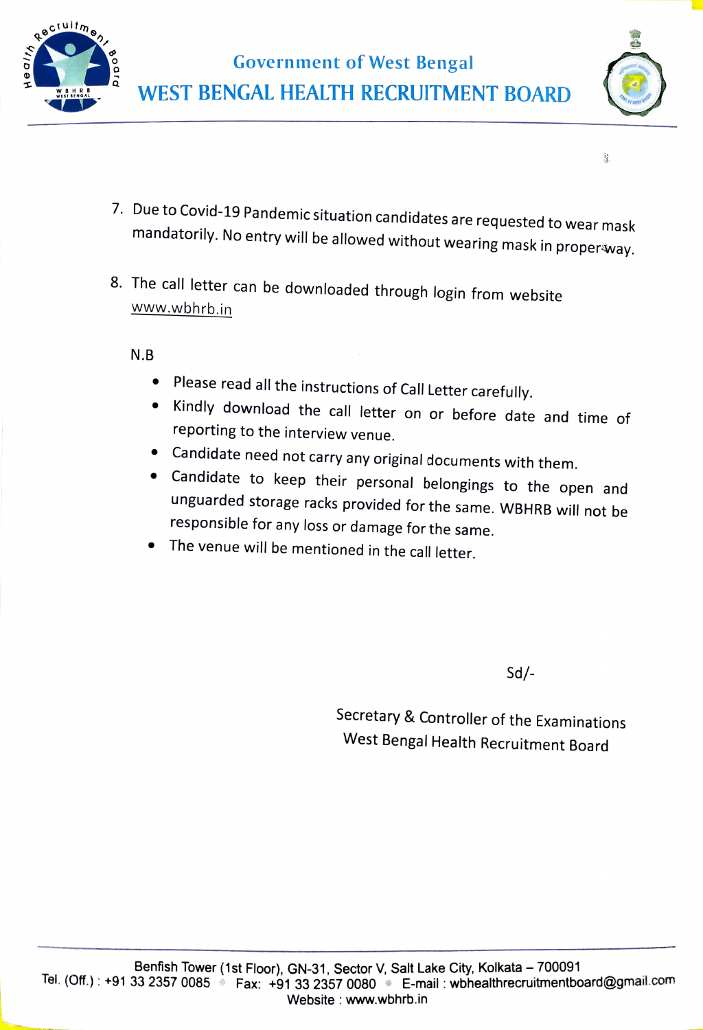7. Due to Covid-19 Pandemic situation candidates are requested to wear mask mandatorily. No entry will be allowed without wearing mask in proper way.

8. The call letter can be downloaded through login from website www.wbhrb.in

N.B

- Please read all the instructions of Call Letter carefully.
- Kindly download the call letter on or before date and time of reporting to the interview venue.
- Candidate need not carry any original documents with them.
- Candidate to keep their personal belongings to the open and unguarded storage racks provided for the same. WBHRB will not be responsible for any loss or damage for the same.
- The venue will be mentioned in the call letter.

Sd/-

Secretary & Controller of the Examinations
West Bengal Health Recruitment Board